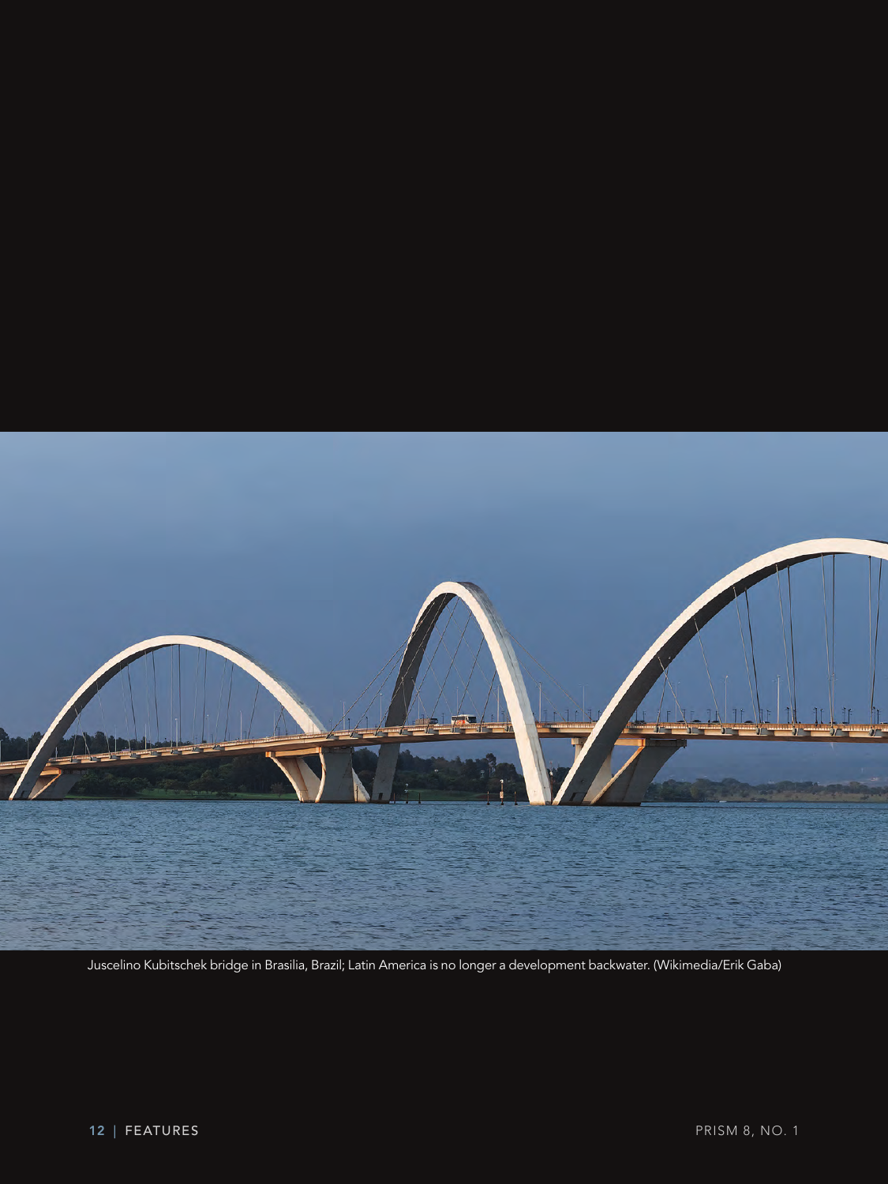Juscelino Kubitschek bridge in Brasilia, Brazil; Latin America is no longer a development backwater. (Wikimedia/Erik Gaba)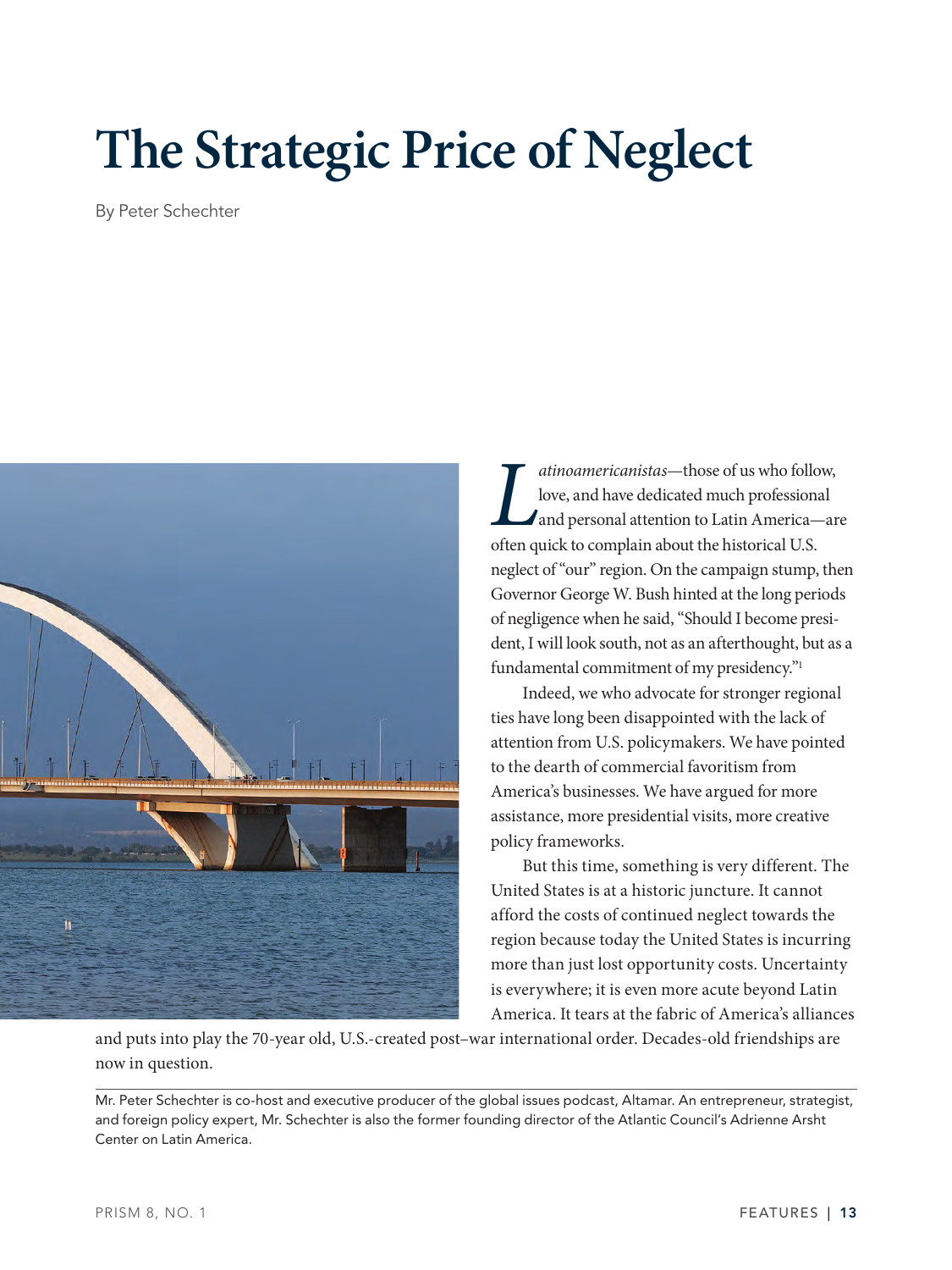# The Strategic Price of Neglect

By Peter Schechter

*Latinoamericanistas*—those of us who follow, love, and have dedicated much professional and personal attention to Latin America—are often quick to complain about the historical U.S. neglect of "our" region. On the campaign stump, then Governor George W. Bush hinted at the long periods of negligence when he said, "Should I become president, I will look south, not as an afterthought, but as a fundamental commitment of my presidency."[1]

Indeed, we who advocate for stronger regional ties have long been disappointed with the lack of attention from U.S. policymakers. We have pointed to the dearth of commercial favoritism from America's businesses. We have argued for more assistance, more presidential visits, more creative policy frameworks.

But this time, something is very different. The United States is at a historic juncture. It cannot afford the costs of continued neglect towards the region because today the United States is incurring more than just lost opportunity costs. Uncertainty is everywhere; it is even more acute beyond Latin America. It tears at the fabric of America's alliances and puts into play the 70-year old, U.S.-created post–war international order. Decades-old friendships are now in question.

Mr. Peter Schechter is co-host and executive producer of the global issues podcast, Altamar. An entrepreneur, strategist, and foreign policy expert, Mr. Schechter is also the former founding director of the Atlantic Council's Adrienne Arsht Center on Latin America.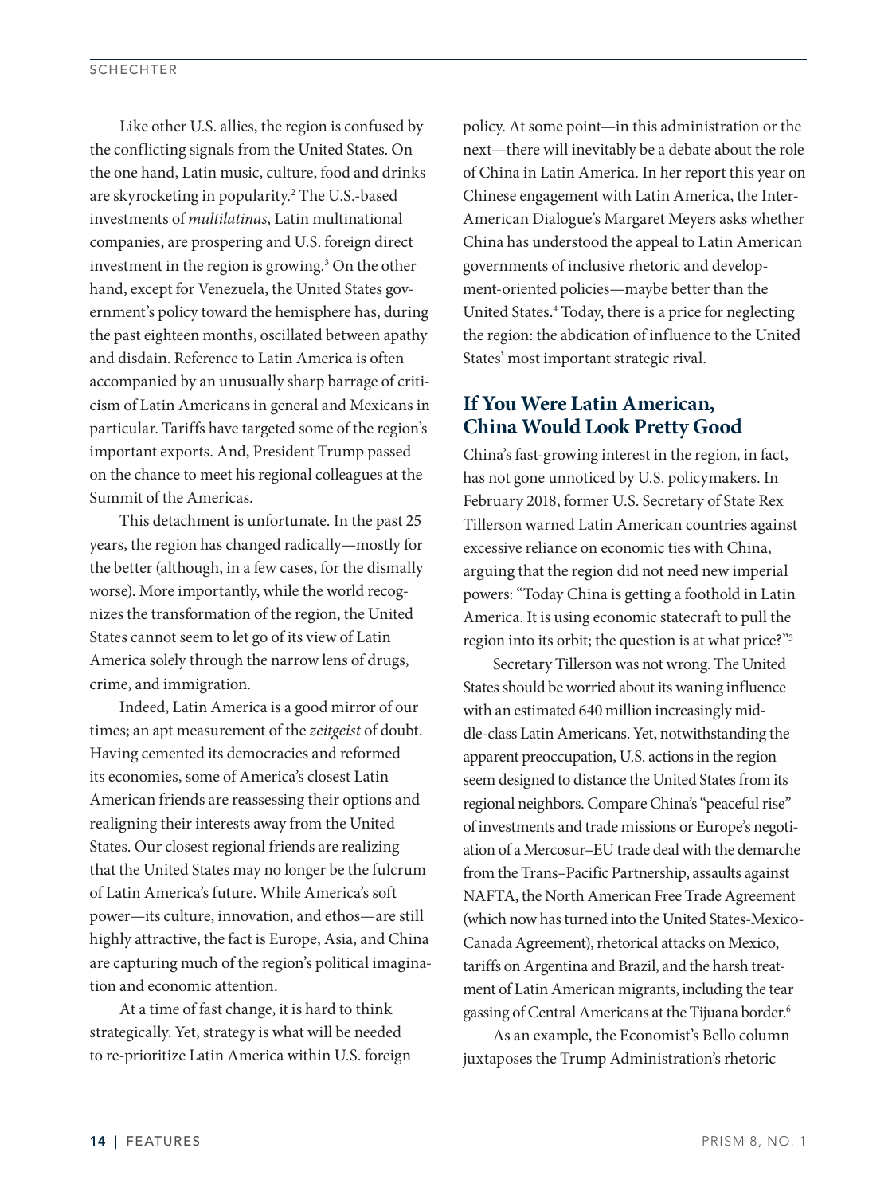Like other U.S. allies, the region is confused by the conflicting signals from the United States. On the one hand, Latin music, culture, food and drinks are skyrocketing in popularity.[2] The U.S.-based investments of *multilatinas*, Latin multinational companies, are prospering and U.S. foreign direct investment in the region is growing.[3] On the other hand, except for Venezuela, the United States government's policy toward the hemisphere has, during the past eighteen months, oscillated between apathy and disdain. Reference to Latin America is often accompanied by an unusually sharp barrage of criticism of Latin Americans in general and Mexicans in particular. Tariffs have targeted some of the region's important exports. And, President Trump passed on the chance to meet his regional colleagues at the Summit of the Americas.

This detachment is unfortunate. In the past 25 years, the region has changed radically—mostly for the better (although, in a few cases, for the dismally worse). More importantly, while the world recognizes the transformation of the region, the United States cannot seem to let go of its view of Latin America solely through the narrow lens of drugs, crime, and immigration.

Indeed, Latin America is a good mirror of our times; an apt measurement of the *zeitgeist* of doubt. Having cemented its democracies and reformed its economies, some of America's closest Latin American friends are reassessing their options and realigning their interests away from the United States. Our closest regional friends are realizing that the United States may no longer be the fulcrum of Latin America's future. While America's soft power—its culture, innovation, and ethos—are still highly attractive, the fact is Europe, Asia, and China are capturing much of the region's political imagination and economic attention.

At a time of fast change, it is hard to think strategically. Yet, strategy is what will be needed to re-prioritize Latin America within U.S. foreign policy. At some point—in this administration or the next—there will inevitably be a debate about the role of China in Latin America. In her report this year on Chinese engagement with Latin America, the Inter-American Dialogue's Margaret Meyers asks whether China has understood the appeal to Latin American governments of inclusive rhetoric and development-oriented policies—maybe better than the United States.[4] Today, there is a price for neglecting the region: the abdication of influence to the United States' most important strategic rival.

## If You Were Latin American, China Would Look Pretty Good

China's fast-growing interest in the region, in fact, has not gone unnoticed by U.S. policymakers. In February 2018, former U.S. Secretary of State Rex Tillerson warned Latin American countries against excessive reliance on economic ties with China, arguing that the region did not need new imperial powers: "Today China is getting a foothold in Latin America. It is using economic statecraft to pull the region into its orbit; the question is at what price?"[5]

Secretary Tillerson was not wrong. The United States should be worried about its waning influence with an estimated 640 million increasingly middle-class Latin Americans. Yet, notwithstanding the apparent preoccupation, U.S. actions in the region seem designed to distance the United States from its regional neighbors. Compare China's "peaceful rise" of investments and trade missions or Europe's negotiation of a Mercosur–EU trade deal with the demarche from the Trans–Pacific Partnership, assaults against NAFTA, the North American Free Trade Agreement (which now has turned into the United States-Mexico-Canada Agreement), rhetorical attacks on Mexico, tariffs on Argentina and Brazil, and the harsh treatment of Latin American migrants, including the tear gassing of Central Americans at the Tijuana border.[6]

As an example, the Economist's Bello column juxtaposes the Trump Administration's rhetoric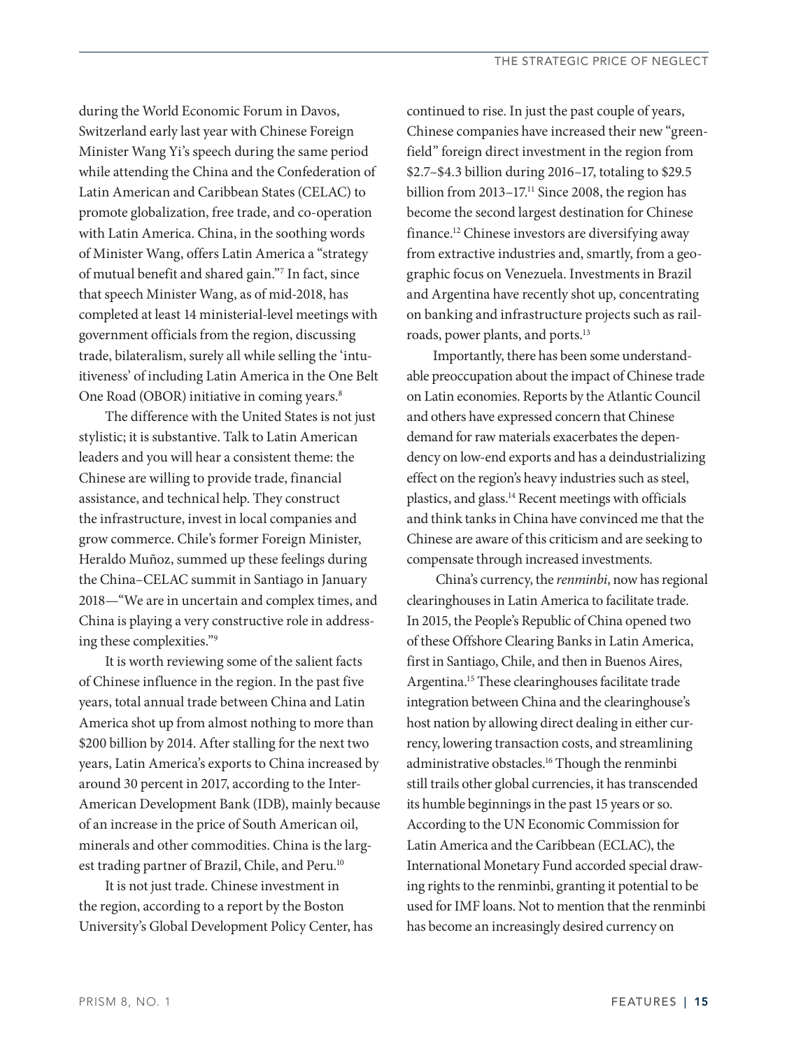during the World Economic Forum in Davos, Switzerland early last year with Chinese Foreign Minister Wang Yi's speech during the same period while attending the China and the Confederation of Latin American and Caribbean States (CELAC) to promote globalization, free trade, and co-operation with Latin America. China, in the soothing words of Minister Wang, offers Latin America a "strategy of mutual benefit and shared gain."[7] In fact, since that speech Minister Wang, as of mid-2018, has completed at least 14 ministerial-level meetings with government officials from the region, discussing trade, bilateralism, surely all while selling the 'intuitiveness' of including Latin America in the One Belt One Road (OBOR) initiative in coming years.[8]

The difference with the United States is not just stylistic; it is substantive. Talk to Latin American leaders and you will hear a consistent theme: the Chinese are willing to provide trade, financial assistance, and technical help. They construct the infrastructure, invest in local companies and grow commerce. Chile's former Foreign Minister, Heraldo Muñoz, summed up these feelings during the China–CELAC summit in Santiago in January 2018—"We are in uncertain and complex times, and China is playing a very constructive role in addressing these complexities."[9]

It is worth reviewing some of the salient facts of Chinese influence in the region. In the past five years, total annual trade between China and Latin America shot up from almost nothing to more than $200 billion by 2014. After stalling for the next two years, Latin America's exports to China increased by around 30 percent in 2017, according to the Inter-American Development Bank (IDB), mainly because of an increase in the price of South American oil, minerals and other commodities. China is the largest trading partner of Brazil, Chile, and Peru.[10]

It is not just trade. Chinese investment in the region, according to a report by the Boston University's Global Development Policy Center, has continued to rise. In just the past couple of years, Chinese companies have increased their new "greenfield" foreign direct investment in the region from $2.7–$4.3 billion during 2016–17, totaling to $29.5 billion from 2013–17.[11] Since 2008, the region has become the second largest destination for Chinese finance.[12] Chinese investors are diversifying away from extractive industries and, smartly, from a geographic focus on Venezuela. Investments in Brazil and Argentina have recently shot up, concentrating on banking and infrastructure projects such as railroads, power plants, and ports.[13]

Importantly, there has been some understandable preoccupation about the impact of Chinese trade on Latin economies. Reports by the Atlantic Council and others have expressed concern that Chinese demand for raw materials exacerbates the dependency on low-end exports and has a deindustrializing effect on the region's heavy industries such as steel, plastics, and glass.[14] Recent meetings with officials and think tanks in China have convinced me that the Chinese are aware of this criticism and are seeking to compensate through increased investments.

China's currency, the *renminbi*, now has regional clearinghouses in Latin America to facilitate trade. In 2015, the People's Republic of China opened two of these Offshore Clearing Banks in Latin America, first in Santiago, Chile, and then in Buenos Aires, Argentina.[15] These clearinghouses facilitate trade integration between China and the clearinghouse's host nation by allowing direct dealing in either currency, lowering transaction costs, and streamlining administrative obstacles.[16] Though the renminbi still trails other global currencies, it has transcended its humble beginnings in the past 15 years or so. According to the UN Economic Commission for Latin America and the Caribbean (ECLAC), the International Monetary Fund accorded special drawing rights to the renminbi, granting it potential to be used for IMF loans. Not to mention that the renminbi has become an increasingly desired currency on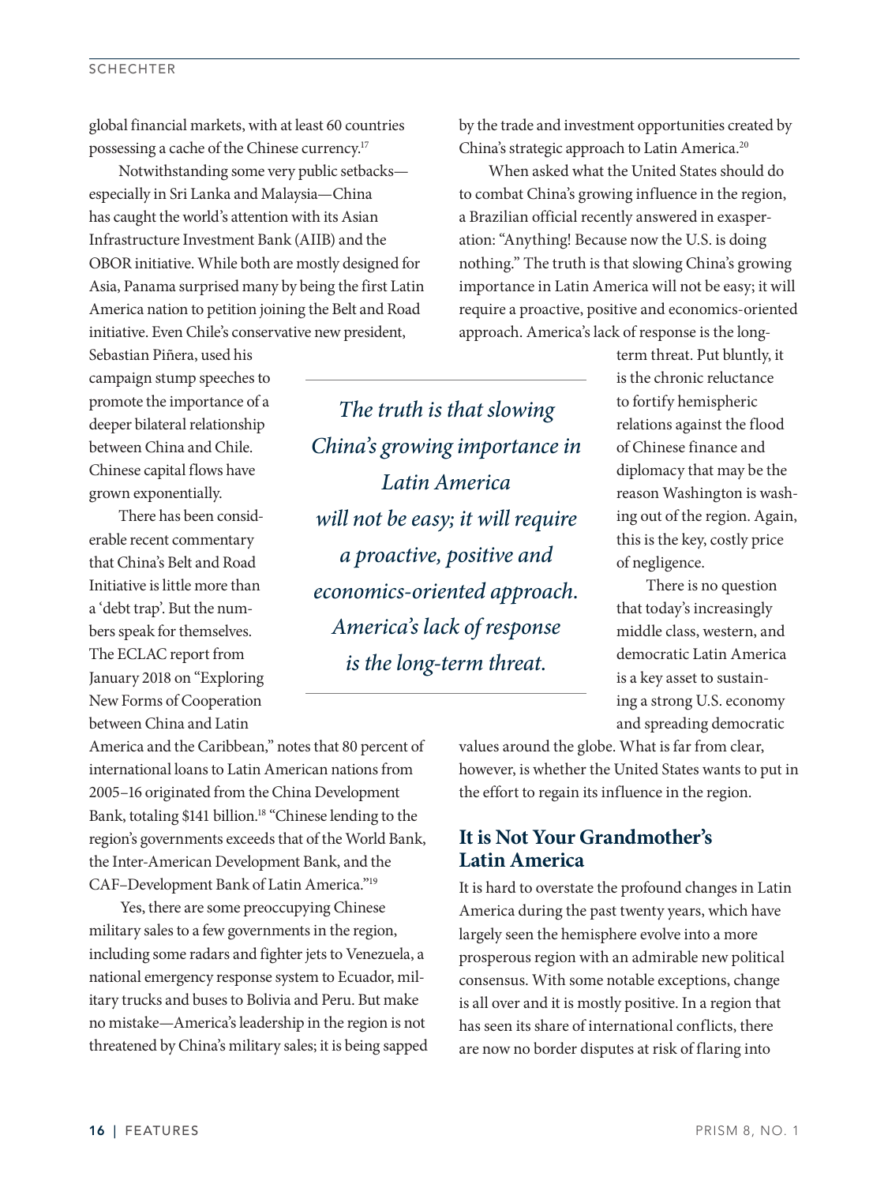global financial markets, with at least 60 countries possessing a cache of the Chinese currency.[17]

Notwithstanding some very public setbacks—especially in Sri Lanka and Malaysia—China has caught the world's attention with its Asian Infrastructure Investment Bank (AIIB) and the OBOR initiative. While both are mostly designed for Asia, Panama surprised many by being the first Latin America nation to petition joining the Belt and Road initiative. Even Chile's conservative new president, Sebastian Piñera, used his campaign stump speeches to promote the importance of a deeper bilateral relationship between China and Chile. Chinese capital flows have grown exponentially.

There has been considerable recent commentary that China's Belt and Road Initiative is little more than a 'debt trap'. But the numbers speak for themselves. The ECLAC report from January 2018 on "Exploring New Forms of Cooperation between China and Latin America and the Caribbean," notes that 80 percent of international loans to Latin American nations from 2005–16 originated from the China Development Bank, totaling $141 billion.[18] "Chinese lending to the region's governments exceeds that of the World Bank, the Inter-American Development Bank, and the CAF–Development Bank of Latin America."[19]

Yes, there are some preoccupying Chinese military sales to a few governments in the region, including some radars and fighter jets to Venezuela, a national emergency response system to Ecuador, military trucks and buses to Bolivia and Peru. But make no mistake—America's leadership in the region is not threatened by China's military sales; it is being sapped by the trade and investment opportunities created by China's strategic approach to Latin America.[20]

When asked what the United States should do to combat China's growing influence in the region, a Brazilian official recently answered in exasperation: "Anything! Because now the U.S. is doing nothing." The truth is that slowing China's growing importance in Latin America will not be easy; it will require a proactive, positive and economics-oriented approach. America's lack of response is the long-term threat. Put bluntly, it is the chronic reluctance to fortify hemispheric relations against the flood of Chinese finance and diplomacy that may be the reason Washington is washing out of the region. Again, this is the key, costly price of negligence.

*The truth is that slowing China's growing importance in Latin America will not be easy; it will require a proactive, positive and economics-oriented approach. America's lack of response is the long-term threat.*

There is no question that today's increasingly middle class, western, and democratic Latin America is a key asset to sustaining a strong U.S. economy and spreading democratic values around the globe. What is far from clear, however, is whether the United States wants to put in the effort to regain its influence in the region.

## It is Not Your Grandmother's Latin America

It is hard to overstate the profound changes in Latin America during the past twenty years, which have largely seen the hemisphere evolve into a more prosperous region with an admirable new political consensus. With some notable exceptions, change is all over and it is mostly positive. In a region that has seen its share of international conflicts, there are now no border disputes at risk of flaring into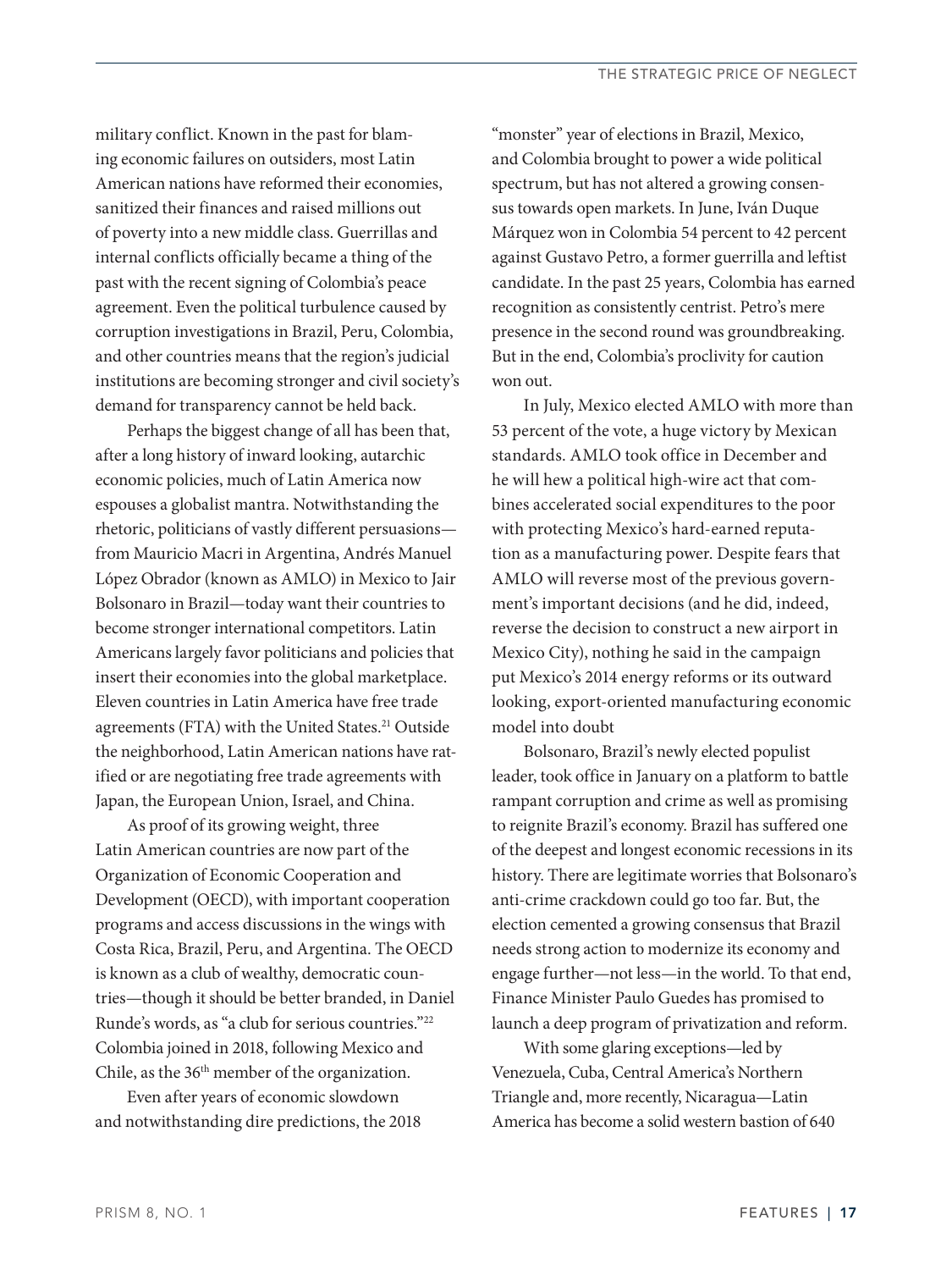military conflict. Known in the past for blaming economic failures on outsiders, most Latin American nations have reformed their economies, sanitized their finances and raised millions out of poverty into a new middle class. Guerrillas and internal conflicts officially became a thing of the past with the recent signing of Colombia's peace agreement. Even the political turbulence caused by corruption investigations in Brazil, Peru, Colombia, and other countries means that the region's judicial institutions are becoming stronger and civil society's demand for transparency cannot be held back.

Perhaps the biggest change of all has been that, after a long history of inward looking, autarchic economic policies, much of Latin America now espouses a globalist mantra. Notwithstanding the rhetoric, politicians of vastly different persuasions—from Mauricio Macri in Argentina, Andrés Manuel López Obrador (known as AMLO) in Mexico to Jair Bolsonaro in Brazil—today want their countries to become stronger international competitors. Latin Americans largely favor politicians and policies that insert their economies into the global marketplace. Eleven countries in Latin America have free trade agreements (FTA) with the United States.[21] Outside the neighborhood, Latin American nations have ratified or are negotiating free trade agreements with Japan, the European Union, Israel, and China.

As proof of its growing weight, three Latin American countries are now part of the Organization of Economic Cooperation and Development (OECD), with important cooperation programs and access discussions in the wings with Costa Rica, Brazil, Peru, and Argentina. The OECD is known as a club of wealthy, democratic countries—though it should be better branded, in Daniel Runde's words, as "a club for serious countries."[22] Colombia joined in 2018, following Mexico and Chile, as the 36th member of the organization.

Even after years of economic slowdown and notwithstanding dire predictions, the 2018 "monster" year of elections in Brazil, Mexico, and Colombia brought to power a wide political spectrum, but has not altered a growing consensus towards open markets. In June, Iván Duque Márquez won in Colombia 54 percent to 42 percent against Gustavo Petro, a former guerrilla and leftist candidate. In the past 25 years, Colombia has earned recognition as consistently centrist. Petro's mere presence in the second round was groundbreaking. But in the end, Colombia's proclivity for caution won out.

In July, Mexico elected AMLO with more than 53 percent of the vote, a huge victory by Mexican standards. AMLO took office in December and he will hew a political high-wire act that combines accelerated social expenditures to the poor with protecting Mexico's hard-earned reputation as a manufacturing power. Despite fears that AMLO will reverse most of the previous government's important decisions (and he did, indeed, reverse the decision to construct a new airport in Mexico City), nothing he said in the campaign put Mexico's 2014 energy reforms or its outward looking, export-oriented manufacturing economic model into doubt

Bolsonaro, Brazil's newly elected populist leader, took office in January on a platform to battle rampant corruption and crime as well as promising to reignite Brazil's economy. Brazil has suffered one of the deepest and longest economic recessions in its history. There are legitimate worries that Bolsonaro's anti-crime crackdown could go too far. But, the election cemented a growing consensus that Brazil needs strong action to modernize its economy and engage further—not less—in the world. To that end, Finance Minister Paulo Guedes has promised to launch a deep program of privatization and reform.

With some glaring exceptions—led by Venezuela, Cuba, Central America's Northern Triangle and, more recently, Nicaragua—Latin America has become a solid western bastion of 640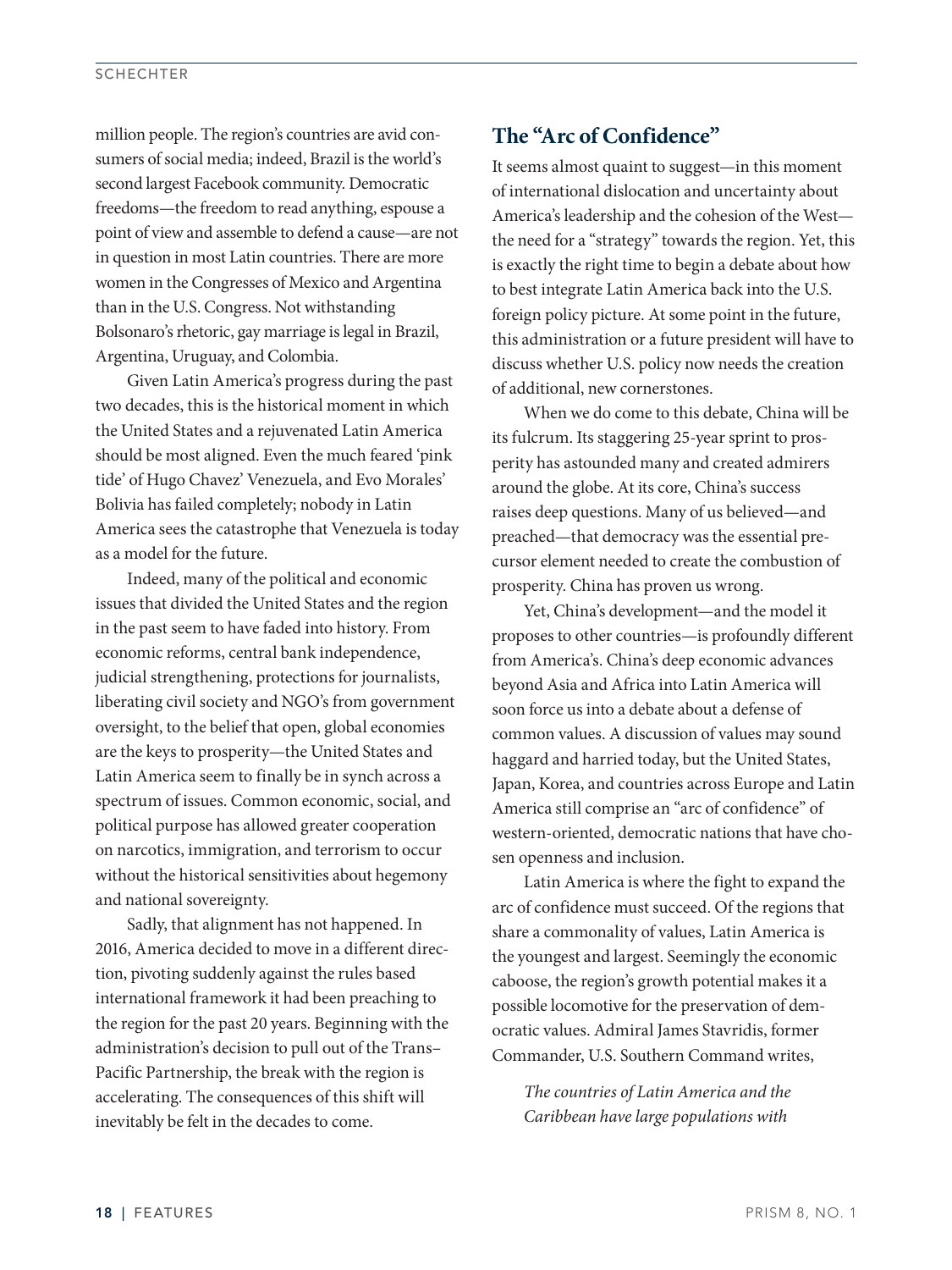million people. The region's countries are avid consumers of social media; indeed, Brazil is the world's second largest Facebook community. Democratic freedoms—the freedom to read anything, espouse a point of view and assemble to defend a cause—are not in question in most Latin countries. There are more women in the Congresses of Mexico and Argentina than in the U.S. Congress. Not withstanding Bolsonaro's rhetoric, gay marriage is legal in Brazil, Argentina, Uruguay, and Colombia.

Given Latin America's progress during the past two decades, this is the historical moment in which the United States and a rejuvenated Latin America should be most aligned. Even the much feared 'pink tide' of Hugo Chavez' Venezuela, and Evo Morales' Bolivia has failed completely; nobody in Latin America sees the catastrophe that Venezuela is today as a model for the future.

Indeed, many of the political and economic issues that divided the United States and the region in the past seem to have faded into history. From economic reforms, central bank independence, judicial strengthening, protections for journalists, liberating civil society and NGO's from government oversight, to the belief that open, global economies are the keys to prosperity—the United States and Latin America seem to finally be in synch across a spectrum of issues. Common economic, social, and political purpose has allowed greater cooperation on narcotics, immigration, and terrorism to occur without the historical sensitivities about hegemony and national sovereignty.

Sadly, that alignment has not happened. In 2016, America decided to move in a different direction, pivoting suddenly against the rules based international framework it had been preaching to the region for the past 20 years. Beginning with the administration's decision to pull out of the Trans–Pacific Partnership, the break with the region is accelerating. The consequences of this shift will inevitably be felt in the decades to come.

## The "Arc of Confidence"

It seems almost quaint to suggest—in this moment of international dislocation and uncertainty about America's leadership and the cohesion of the West—the need for a "strategy" towards the region. Yet, this is exactly the right time to begin a debate about how to best integrate Latin America back into the U.S. foreign policy picture. At some point in the future, this administration or a future president will have to discuss whether U.S. policy now needs the creation of additional, new cornerstones.

When we do come to this debate, China will be its fulcrum. Its staggering 25-year sprint to prosperity has astounded many and created admirers around the globe. At its core, China's success raises deep questions. Many of us believed—and preached—that democracy was the essential precursor element needed to create the combustion of prosperity. China has proven us wrong.

Yet, China's development—and the model it proposes to other countries—is profoundly different from America's. China's deep economic advances beyond Asia and Africa into Latin America will soon force us into a debate about a defense of common values. A discussion of values may sound haggard and harried today, but the United States, Japan, Korea, and countries across Europe and Latin America still comprise an "arc of confidence" of western-oriented, democratic nations that have chosen openness and inclusion.

Latin America is where the fight to expand the arc of confidence must succeed. Of the regions that share a commonality of values, Latin America is the youngest and largest. Seemingly the economic caboose, the region's growth potential makes it a possible locomotive for the preservation of democratic values. Admiral James Stavridis, former Commander, U.S. Southern Command writes,

> *The countries of Latin America and the Caribbean have large populations with*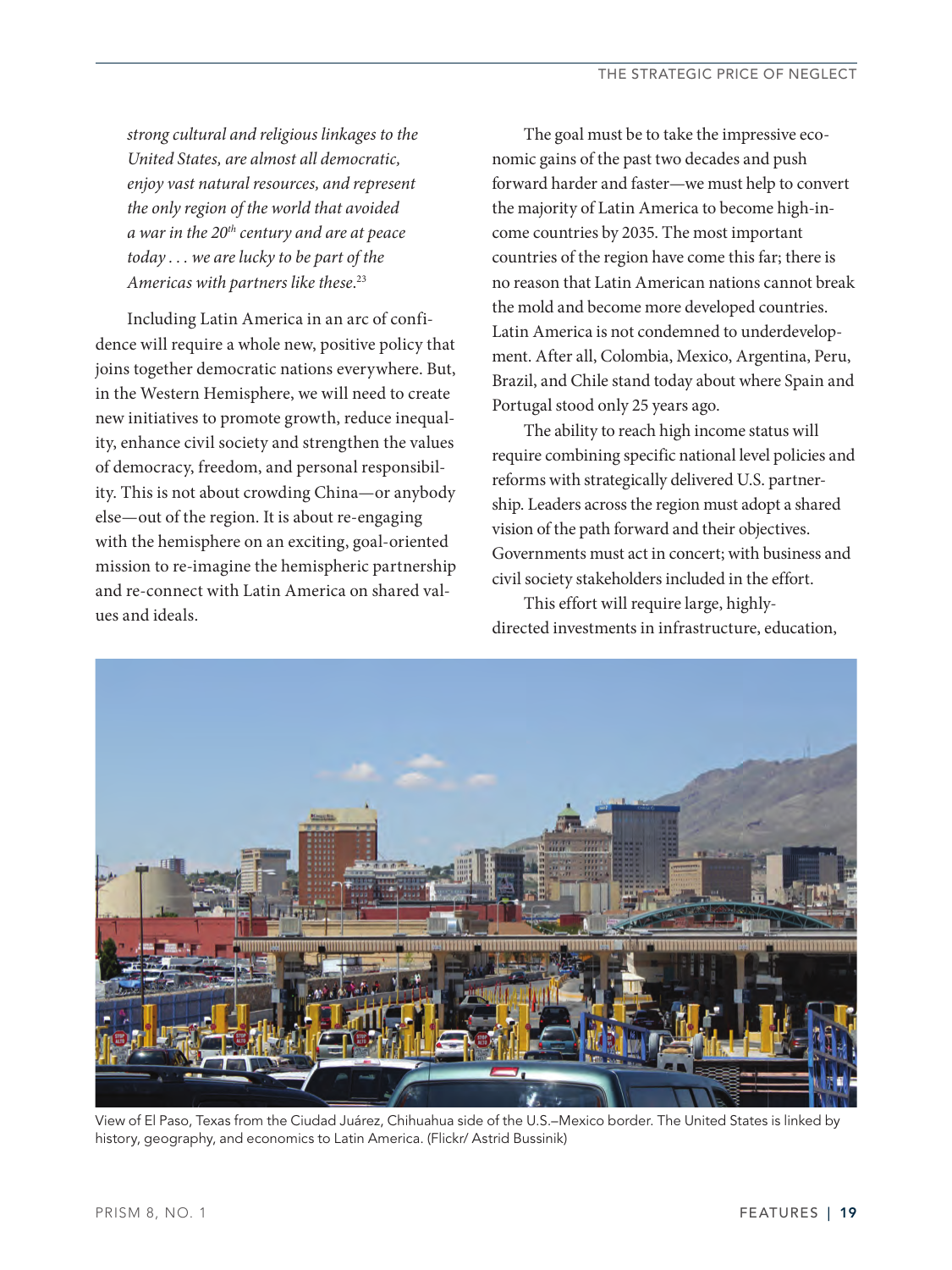*strong cultural and religious linkages to the United States, are almost all democratic, enjoy vast natural resources, and represent the only region of the world that avoided a war in the 20th century and are at peace today . . . we are lucky to be part of the Americas with partners like these.*[23]

Including Latin America in an arc of confidence will require a whole new, positive policy that joins together democratic nations everywhere. But, in the Western Hemisphere, we will need to create new initiatives to promote growth, reduce inequality, enhance civil society and strengthen the values of democracy, freedom, and personal responsibility. This is not about crowding China—or anybody else—out of the region. It is about re-engaging with the hemisphere on an exciting, goal-oriented mission to re-imagine the hemispheric partnership and re-connect with Latin America on shared values and ideals.

The goal must be to take the impressive economic gains of the past two decades and push forward harder and faster—we must help to convert the majority of Latin America to become high-income countries by 2035. The most important countries of the region have come this far; there is no reason that Latin American nations cannot break the mold and become more developed countries. Latin America is not condemned to underdevelopment. After all, Colombia, Mexico, Argentina, Peru, Brazil, and Chile stand today about where Spain and Portugal stood only 25 years ago.

The ability to reach high income status will require combining specific national level policies and reforms with strategically delivered U.S. partnership. Leaders across the region must adopt a shared vision of the path forward and their objectives. Governments must act in concert; with business and civil society stakeholders included in the effort.

This effort will require large, highly-directed investments in infrastructure, education,

View of El Paso, Texas from the Ciudad Juárez, Chihuahua side of the U.S.–Mexico border. The United States is linked by history, geography, and economics to Latin America. (Flickr/ Astrid Bussinik)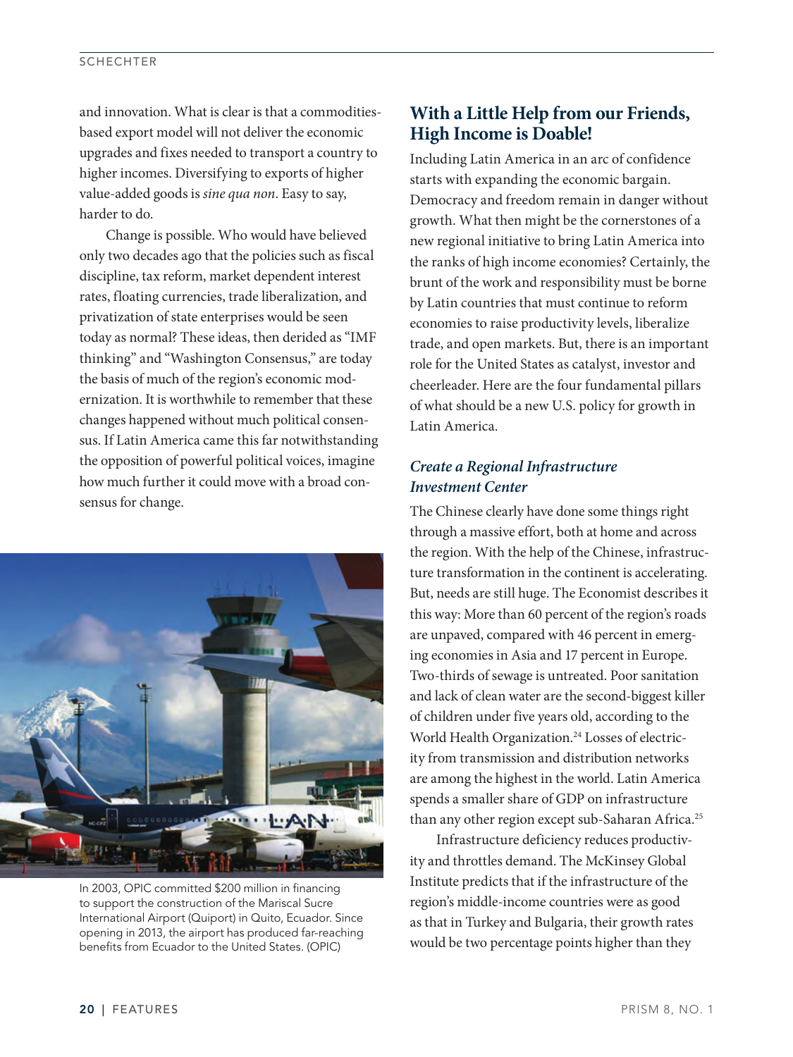and innovation. What is clear is that a commodities-based export model will not deliver the economic upgrades and fixes needed to transport a country to higher incomes. Diversifying to exports of higher value-added goods is *sine qua non*. Easy to say, harder to do.

Change is possible. Who would have believed only two decades ago that the policies such as fiscal discipline, tax reform, market dependent interest rates, floating currencies, trade liberalization, and privatization of state enterprises would be seen today as normal? These ideas, then derided as "IMF thinking" and "Washington Consensus," are today the basis of much of the region's economic modernization. It is worthwhile to remember that these changes happened without much political consensus. If Latin America came this far notwithstanding the opposition of powerful political voices, imagine how much further it could move with a broad consensus for change.

In 2003, OPIC committed $200 million in financing to support the construction of the Mariscal Sucre International Airport (Quiport) in Quito, Ecuador. Since opening in 2013, the airport has produced far-reaching benefits from Ecuador to the United States. (OPIC)

## With a Little Help from our Friends, High Income is Doable!

Including Latin America in an arc of confidence starts with expanding the economic bargain. Democracy and freedom remain in danger without growth. What then might be the cornerstones of a new regional initiative to bring Latin America into the ranks of high income economies? Certainly, the brunt of the work and responsibility must be borne by Latin countries that must continue to reform economies to raise productivity levels, liberalize trade, and open markets. But, there is an important role for the United States as catalyst, investor and cheerleader. Here are the four fundamental pillars of what should be a new U.S. policy for growth in Latin America.

### *Create a Regional Infrastructure Investment Center*

The Chinese clearly have done some things right through a massive effort, both at home and across the region. With the help of the Chinese, infrastructure transformation in the continent is accelerating. But, needs are still huge. The Economist describes it this way: More than 60 percent of the region's roads are unpaved, compared with 46 percent in emerging economies in Asia and 17 percent in Europe. Two-thirds of sewage is untreated. Poor sanitation and lack of clean water are the second-biggest killer of children under five years old, according to the World Health Organization.[24] Losses of electricity from transmission and distribution networks are among the highest in the world. Latin America spends a smaller share of GDP on infrastructure than any other region except sub-Saharan Africa.[25]

Infrastructure deficiency reduces productivity and throttles demand. The McKinsey Global Institute predicts that if the infrastructure of the region's middle-income countries were as good as that in Turkey and Bulgaria, their growth rates would be two percentage points higher than they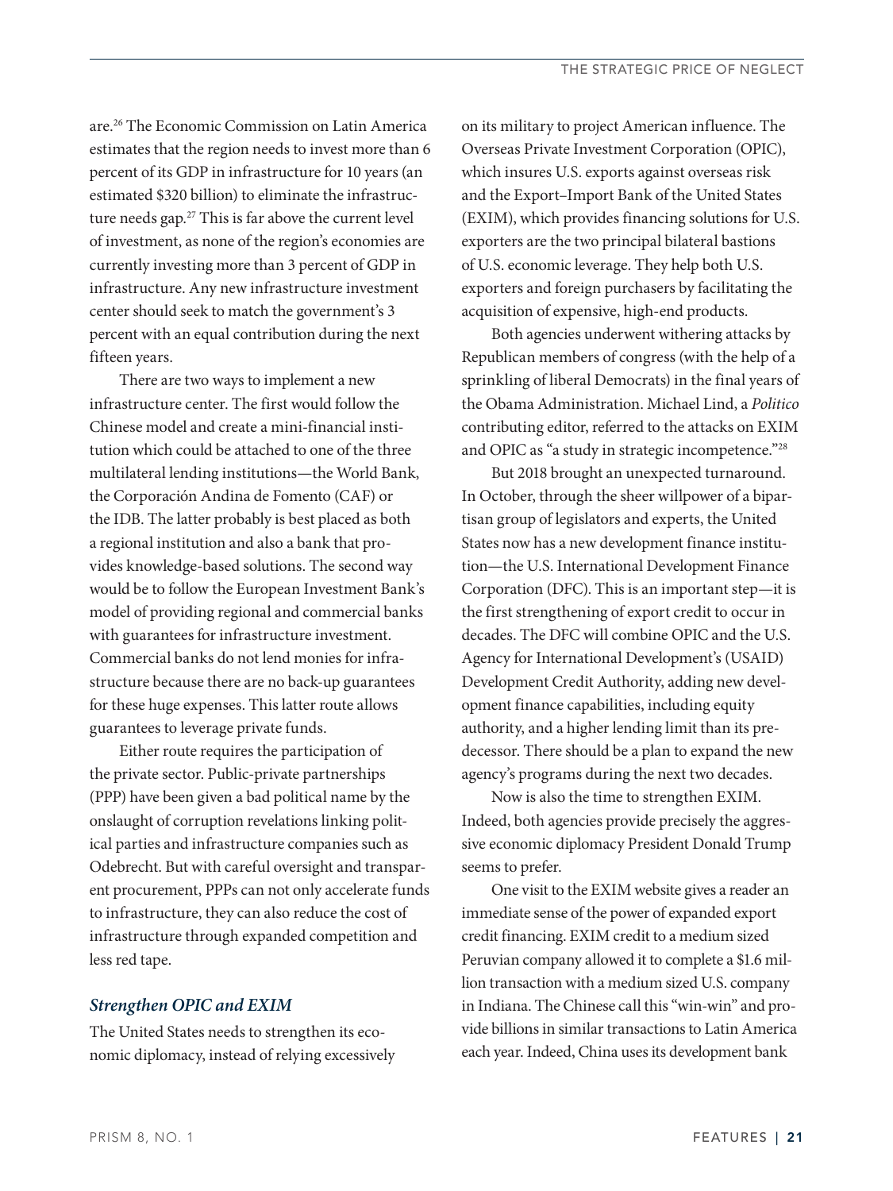are.[26] The Economic Commission on Latin America estimates that the region needs to invest more than 6 percent of its GDP in infrastructure for 10 years (an estimated $320 billion) to eliminate the infrastructure needs gap.[27] This is far above the current level of investment, as none of the region's economies are currently investing more than 3 percent of GDP in infrastructure. Any new infrastructure investment center should seek to match the government's 3 percent with an equal contribution during the next fifteen years.

There are two ways to implement a new infrastructure center. The first would follow the Chinese model and create a mini-financial institution which could be attached to one of the three multilateral lending institutions—the World Bank, the Corporación Andina de Fomento (CAF) or the IDB. The latter probably is best placed as both a regional institution and also a bank that provides knowledge-based solutions. The second way would be to follow the European Investment Bank's model of providing regional and commercial banks with guarantees for infrastructure investment. Commercial banks do not lend monies for infrastructure because there are no back-up guarantees for these huge expenses. This latter route allows guarantees to leverage private funds.

Either route requires the participation of the private sector. Public-private partnerships (PPP) have been given a bad political name by the onslaught of corruption revelations linking political parties and infrastructure companies such as Odebrecht. But with careful oversight and transparent procurement, PPPs can not only accelerate funds to infrastructure, they can also reduce the cost of infrastructure through expanded competition and less red tape.

### *Strengthen OPIC and EXIM*

The United States needs to strengthen its economic diplomacy, instead of relying excessively on its military to project American influence. The Overseas Private Investment Corporation (OPIC), which insures U.S. exports against overseas risk and the Export–Import Bank of the United States (EXIM), which provides financing solutions for U.S. exporters are the two principal bilateral bastions of U.S. economic leverage. They help both U.S. exporters and foreign purchasers by facilitating the acquisition of expensive, high-end products.

Both agencies underwent withering attacks by Republican members of congress (with the help of a sprinkling of liberal Democrats) in the final years of the Obama Administration. Michael Lind, a *Politico* contributing editor, referred to the attacks on EXIM and OPIC as "a study in strategic incompetence."[28]

But 2018 brought an unexpected turnaround. In October, through the sheer willpower of a bipartisan group of legislators and experts, the United States now has a new development finance institution—the U.S. International Development Finance Corporation (DFC). This is an important step—it is the first strengthening of export credit to occur in decades. The DFC will combine OPIC and the U.S. Agency for International Development's (USAID) Development Credit Authority, adding new development finance capabilities, including equity authority, and a higher lending limit than its predecessor. There should be a plan to expand the new agency's programs during the next two decades.

Now is also the time to strengthen EXIM. Indeed, both agencies provide precisely the aggressive economic diplomacy President Donald Trump seems to prefer.

One visit to the EXIM website gives a reader an immediate sense of the power of expanded export credit financing. EXIM credit to a medium sized Peruvian company allowed it to complete a $1.6 million transaction with a medium sized U.S. company in Indiana. The Chinese call this "win-win" and provide billions in similar transactions to Latin America each year. Indeed, China uses its development bank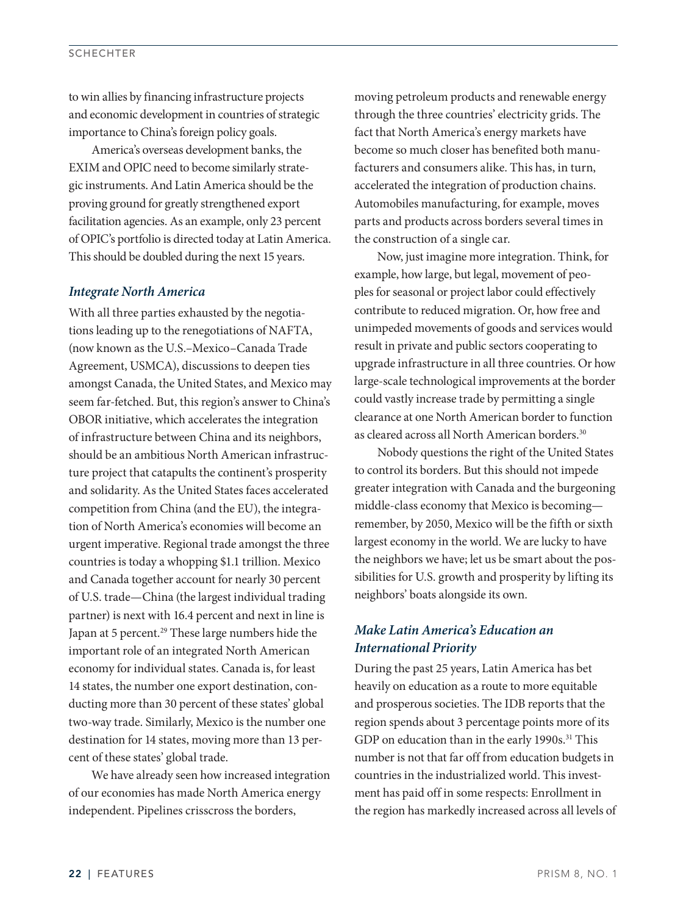to win allies by financing infrastructure projects and economic development in countries of strategic importance to China's foreign policy goals.

America's overseas development banks, the EXIM and OPIC need to become similarly strategic instruments. And Latin America should be the proving ground for greatly strengthened export facilitation agencies. As an example, only 23 percent of OPIC's portfolio is directed today at Latin America. This should be doubled during the next 15 years.

### *Integrate North America*

With all three parties exhausted by the negotiations leading up to the renegotiations of NAFTA, (now known as the U.S.–Mexico–Canada Trade Agreement, USMCA), discussions to deepen ties amongst Canada, the United States, and Mexico may seem far-fetched. But, this region's answer to China's OBOR initiative, which accelerates the integration of infrastructure between China and its neighbors, should be an ambitious North American infrastructure project that catapults the continent's prosperity and solidarity. As the United States faces accelerated competition from China (and the EU), the integration of North America's economies will become an urgent imperative. Regional trade amongst the three countries is today a whopping $1.1 trillion. Mexico and Canada together account for nearly 30 percent of U.S. trade—China (the largest individual trading partner) is next with 16.4 percent and next in line is Japan at 5 percent.[29] These large numbers hide the important role of an integrated North American economy for individual states. Canada is, for least 14 states, the number one export destination, conducting more than 30 percent of these states' global two-way trade. Similarly, Mexico is the number one destination for 14 states, moving more than 13 percent of these states' global trade.

We have already seen how increased integration of our economies has made North America energy independent. Pipelines crisscross the borders, moving petroleum products and renewable energy through the three countries' electricity grids. The fact that North America's energy markets have become so much closer has benefited both manufacturers and consumers alike. This has, in turn, accelerated the integration of production chains. Automobiles manufacturing, for example, moves parts and products across borders several times in the construction of a single car.

Now, just imagine more integration. Think, for example, how large, but legal, movement of peoples for seasonal or project labor could effectively contribute to reduced migration. Or, how free and unimpeded movements of goods and services would result in private and public sectors cooperating to upgrade infrastructure in all three countries. Or how large-scale technological improvements at the border could vastly increase trade by permitting a single clearance at one North American border to function as cleared across all North American borders.[30]

Nobody questions the right of the United States to control its borders. But this should not impede greater integration with Canada and the burgeoning middle-class economy that Mexico is becoming—remember, by 2050, Mexico will be the fifth or sixth largest economy in the world. We are lucky to have the neighbors we have; let us be smart about the possibilities for U.S. growth and prosperity by lifting its neighbors' boats alongside its own.

### *Make Latin America's Education an International Priority*

During the past 25 years, Latin America has bet heavily on education as a route to more equitable and prosperous societies. The IDB reports that the region spends about 3 percentage points more of its GDP on education than in the early 1990s.[31] This number is not that far off from education budgets in countries in the industrialized world. This investment has paid off in some respects: Enrollment in the region has markedly increased across all levels of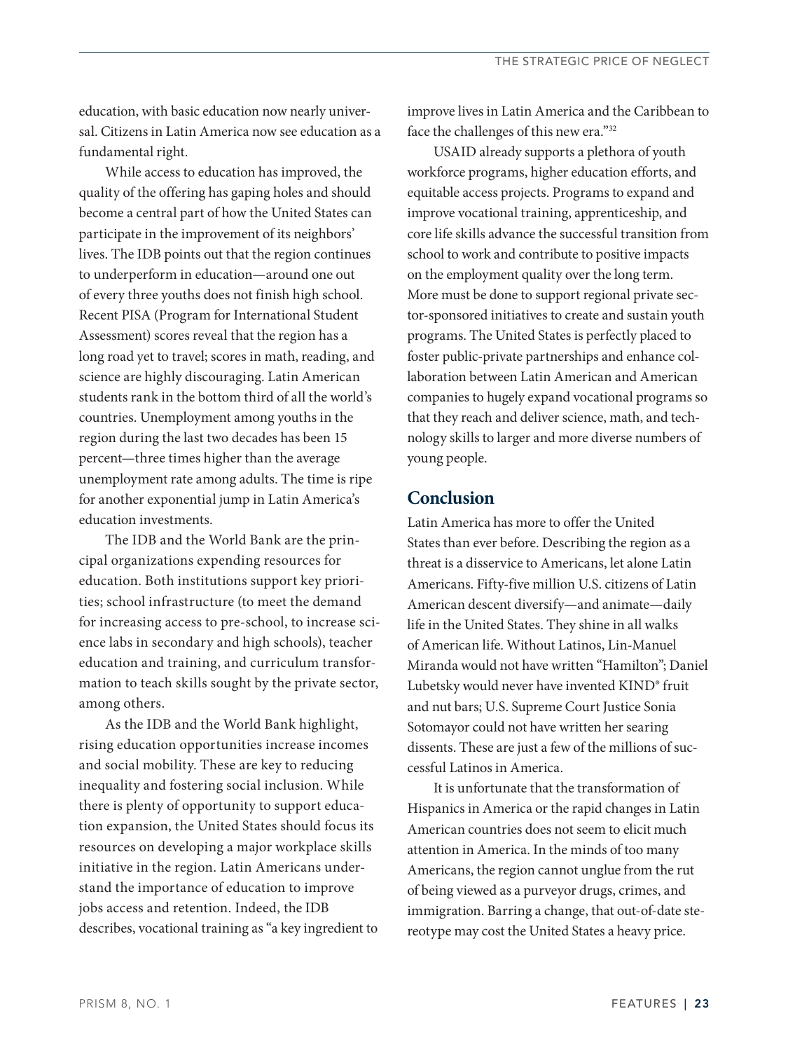education, with basic education now nearly universal. Citizens in Latin America now see education as a fundamental right.

While access to education has improved, the quality of the offering has gaping holes and should become a central part of how the United States can participate in the improvement of its neighbors' lives. The IDB points out that the region continues to underperform in education—around one out of every three youths does not finish high school. Recent PISA (Program for International Student Assessment) scores reveal that the region has a long road yet to travel; scores in math, reading, and science are highly discouraging. Latin American students rank in the bottom third of all the world's countries. Unemployment among youths in the region during the last two decades has been 15 percent—three times higher than the average unemployment rate among adults. The time is ripe for another exponential jump in Latin America's education investments.

The IDB and the World Bank are the principal organizations expending resources for education. Both institutions support key priorities; school infrastructure (to meet the demand for increasing access to pre-school, to increase science labs in secondary and high schools), teacher education and training, and curriculum transformation to teach skills sought by the private sector, among others.

As the IDB and the World Bank highlight, rising education opportunities increase incomes and social mobility. These are key to reducing inequality and fostering social inclusion. While there is plenty of opportunity to support education expansion, the United States should focus its resources on developing a major workplace skills initiative in the region. Latin Americans understand the importance of education to improve jobs access and retention. Indeed, the IDB describes, vocational training as "a key ingredient to improve lives in Latin America and the Caribbean to face the challenges of this new era."[32]

USAID already supports a plethora of youth workforce programs, higher education efforts, and equitable access projects. Programs to expand and improve vocational training, apprenticeship, and core life skills advance the successful transition from school to work and contribute to positive impacts on the employment quality over the long term. More must be done to support regional private sector-sponsored initiatives to create and sustain youth programs. The United States is perfectly placed to foster public-private partnerships and enhance collaboration between Latin American and American companies to hugely expand vocational programs so that they reach and deliver science, math, and technology skills to larger and more diverse numbers of young people.

## Conclusion

Latin America has more to offer the United States than ever before. Describing the region as a threat is a disservice to Americans, let alone Latin Americans. Fifty-five million U.S. citizens of Latin American descent diversify—and animate—daily life in the United States. They shine in all walks of American life. Without Latinos, Lin-Manuel Miranda would not have written "Hamilton"; Daniel Lubetsky would never have invented KIND® fruit and nut bars; U.S. Supreme Court Justice Sonia Sotomayor could not have written her searing dissents. These are just a few of the millions of successful Latinos in America.

It is unfortunate that the transformation of Hispanics in America or the rapid changes in Latin American countries does not seem to elicit much attention in America. In the minds of too many Americans, the region cannot unglue from the rut of being viewed as a purveyor drugs, crimes, and immigration. Barring a change, that out-of-date stereotype may cost the United States a heavy price.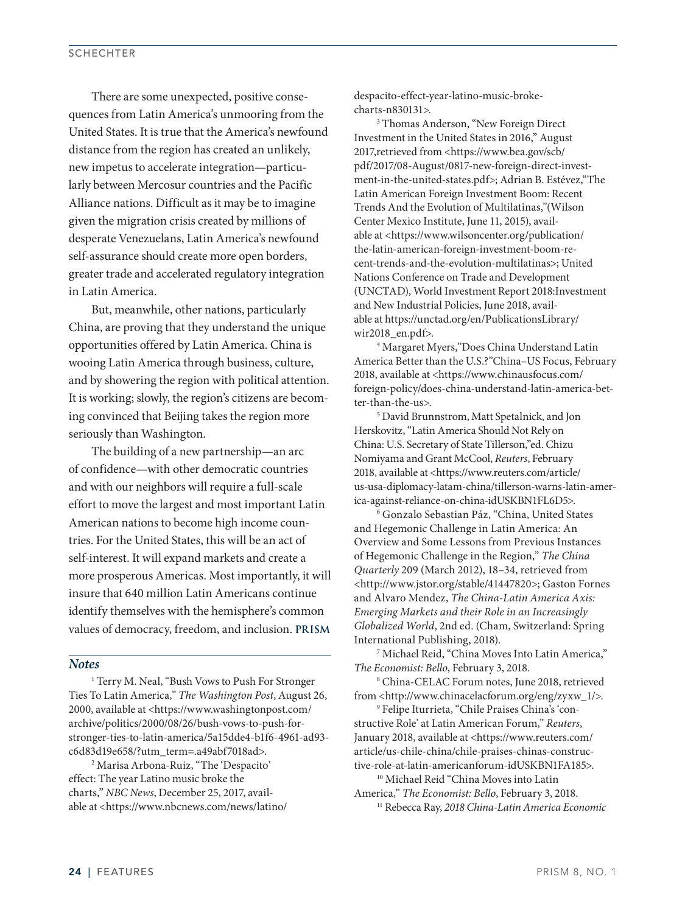There are some unexpected, positive consequences from Latin America's unmooring from the United States. It is true that the America's newfound distance from the region has created an unlikely, new impetus to accelerate integration—particularly between Mercosur countries and the Pacific Alliance nations. Difficult as it may be to imagine given the migration crisis created by millions of desperate Venezuelans, Latin America's newfound self-assurance should create more open borders, greater trade and accelerated regulatory integration in Latin America.

But, meanwhile, other nations, particularly China, are proving that they understand the unique opportunities offered by Latin America. China is wooing Latin America through business, culture, and by showering the region with political attention. It is working; slowly, the region's citizens are becoming convinced that Beijing takes the region more seriously than Washington.

The building of a new partnership—an arc of confidence—with other democratic countries and with our neighbors will require a full-scale effort to move the largest and most important Latin American nations to become high income countries. For the United States, this will be an act of self-interest. It will expand markets and create a more prosperous Americas. Most importantly, it will insure that 640 million Latin Americans continue identify themselves with the hemisphere's common values of democracy, freedom, and inclusion. **PRISM**

### *Notes*

[1] Terry M. Neal, "Bush Vows to Push For Stronger Ties To Latin America," *The Washington Post*, August 26, 2000, available at <https://www.washingtonpost.com/archive/politics/2000/08/26/bush-vows-to-push-for-stronger-ties-to-latin-america/5a15dde4-b1f6-4961-ad93-c6d83d19e658/?utm_term=.a49abf7018ad>.

[2] Marisa Arbona-Ruiz, "The 'Despacito' effect: The year Latino music broke the charts," *NBC News*, December 25, 2017, available at <https://www.nbcnews.com/news/latino/despacito-effect-year-latino-music-broke-charts-n830131>.

[3] Thomas Anderson, "New Foreign Direct Investment in the United States in 2016," August 2017,retrieved from <https://www.bea.gov/scb/pdf/2017/08-August/0817-new-foreign-direct-investment-in-the-united-states.pdf>; Adrian B. Estévez,"The Latin American Foreign Investment Boom: Recent Trends And the Evolution of Multilatinas,"(Wilson Center Mexico Institute, June 11, 2015), available at <https://www.wilsoncenter.org/publication/the-latin-american-foreign-investment-boom-recent-trends-and-the-evolution-multilatinas>; United Nations Conference on Trade and Development (UNCTAD), World Investment Report 2018:Investment and New Industrial Policies, June 2018, available at https://unctad.org/en/PublicationsLibrary/wir2018_en.pdf>.

[4] Margaret Myers,"Does China Understand Latin America Better than the U.S.?"China–US Focus, February 2018, available at <https://www.chinausfocus.com/foreign-policy/does-china-understand-latin-america-better-than-the-us>.

[5] David Brunnstrom, Matt Spetalnick, and Jon Herskovitz, "Latin America Should Not Rely on China: U.S. Secretary of State Tillerson,"ed. Chizu Nomiyama and Grant McCool, *Reuters*, February 2018, available at <https://www.reuters.com/article/us-usa-diplomacy-latam-china/tillerson-warns-latin-america-against-reliance-on-china-idUSKBN1FL6D5>.

[6] Gonzalo Sebastian Páz, "China, United States and Hegemonic Challenge in Latin America: An Overview and Some Lessons from Previous Instances of Hegemonic Challenge in the Region," *The China Quarterly* 209 (March 2012), 18–34, retrieved from <http://www.jstor.org/stable/41447820>; Gaston Fornes and Alvaro Mendez, *The China-Latin America Axis: Emerging Markets and their Role in an Increasingly Globalized World*, 2nd ed. (Cham, Switzerland: Spring International Publishing, 2018).

[7] Michael Reid, "China Moves Into Latin America," *The Economist: Bello*, February 3, 2018.

[8] China-CELAC Forum notes, June 2018, retrieved from <http://www.chinacelacforum.org/eng/zyxw_1/>.

[9] Felipe Iturrieta, "Chile Praises China's 'constructive Role' at Latin American Forum," *Reuters*, January 2018, available at <https://www.reuters.com/article/us-chile-china/chile-praises-chinas-constructive-role-at-latin-americanforum-idUSKBN1FA185>.

[10] Michael Reid "China Moves into Latin America," *The Economist: Bello*, February 3, 2018.

[11] Rebecca Ray, *2018 China-Latin America Economic*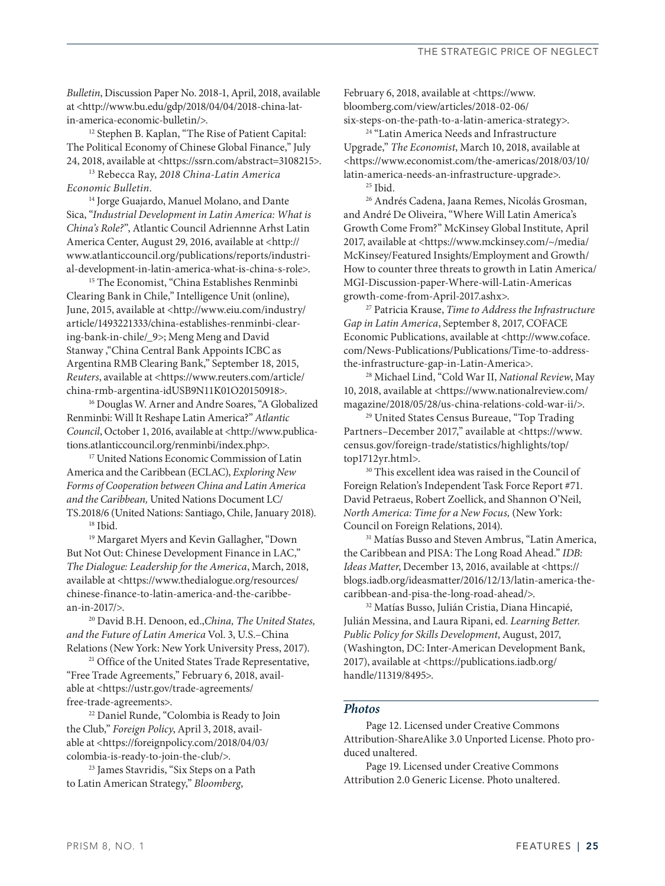*Bulletin*, Discussion Paper No. 2018-1, April, 2018, available at <http://www.bu.edu/gdp/2018/04/04/2018-china-latin-america-economic-bulletin/>.

[12] Stephen B. Kaplan, "The Rise of Patient Capital: The Political Economy of Chinese Global Finance," July 24, 2018, available at <https://ssrn.com/abstract=3108215>.

[13] Rebecca Ray, *2018 China-Latin America Economic Bulletin*.

[14] Jorge Guajardo, Manuel Molano, and Dante Sica, "*Industrial Development in Latin America: What is China's Role?*", Atlantic Council Adriennne Arhst Latin America Center, August 29, 2016, available at <http://www.atlanticcouncil.org/publications/reports/industrial-development-in-latin-america-what-is-china-s-role>.

[15] The Economist, "China Establishes Renminbi Clearing Bank in Chile," Intelligence Unit (online), June, 2015, available at <http://www.eiu.com/industry/article/1493221333/china-establishes-renminbi-clearing-bank-in-chile/_9>; Meng Meng and David Stanway ,"China Central Bank Appoints ICBC as Argentina RMB Clearing Bank," September 18, 2015, *Reuters*, available at <https://www.reuters.com/article/china-rmb-argentina-idUSB9N11K01O20150918>.

[16] Douglas W. Arner and Andre Soares, "A Globalized Renminbi: Will It Reshape Latin America?" *Atlantic Council*, October 1, 2016, available at <http://www.publications.atlanticcouncil.org/renminbi/index.php>.

[17] United Nations Economic Commission of Latin America and the Caribbean (ECLAC), *Exploring New Forms of Cooperation between China and Latin America and the Caribbean,* United Nations Document LC/TS.2018/6 (United Nations: Santiago, Chile, January 2018).

[18] Ibid.

[19] Margaret Myers and Kevin Gallagher, "Down But Not Out: Chinese Development Finance in LAC," *The Dialogue: Leadership for the America*, March, 2018, available at <https://www.thedialogue.org/resources/chinese-finance-to-latin-america-and-the-caribbean-in-2017/>.

[20] David B.H. Denoon, ed.,*China, The United States, and the Future of Latin America* Vol. 3, U.S.–China Relations (New York: New York University Press, 2017).

[21] Office of the United States Trade Representative, "Free Trade Agreements," February 6, 2018, available at <https://ustr.gov/trade-agreements/free-trade-agreements>.

[22] Daniel Runde, "Colombia is Ready to Join the Club," *Foreign Policy*, April 3, 2018, available at <https://foreignpolicy.com/2018/04/03/colombia-is-ready-to-join-the-club/>.

[23] James Stavridis, "Six Steps on a Path to Latin American Strategy," *Bloomberg*, February 6, 2018, available at <https://www.bloomberg.com/view/articles/2018-02-06/six-steps-on-the-path-to-a-latin-america-strategy>.

[24] "Latin America Needs and Infrastructure Upgrade," *The Economist*, March 10, 2018, available at <https://www.economist.com/the-americas/2018/03/10/latin-america-needs-an-infrastructure-upgrade>.

[25] Ibid.

[26] Andrés Cadena, Jaana Remes, Nicolás Grosman, and André De Oliveira, "Where Will Latin America's Growth Come From?" McKinsey Global Institute, April 2017, available at <https://www.mckinsey.com/~/media/McKinsey/Featured Insights/Employment and Growth/How to counter three threats to growth in Latin America/MGI-Discussion-paper-Where-will-Latin-Americas growth-come-from-April-2017.ashx>.

[27] Patricia Krause, *Time to Address the Infrastructure Gap in Latin America*, September 8, 2017, COFACE Economic Publications, available at <http://www.coface.com/News-Publications/Publications/Time-to-address-the-infrastructure-gap-in-Latin-America>.

[28] Michael Lind, "Cold War II, *National Review*, May 10, 2018, available at <https://www.nationalreview.com/magazine/2018/05/28/us-china-relations-cold-war-ii/>.

[29] United States Census Bureaue, "Top Trading Partners–December 2017," available at <https://www.census.gov/foreign-trade/statistics/highlights/top/top1712yr.html>.

[30] This excellent idea was raised in the Council of Foreign Relation's Independent Task Force Report #71. David Petraeus, Robert Zoellick, and Shannon O'Neil, *North America: Time for a New Focus,* (New York: Council on Foreign Relations, 2014).

[31] Matías Busso and Steven Ambrus, "Latin America, the Caribbean and PISA: The Long Road Ahead." *IDB: Ideas Matter*, December 13, 2016, available at <https://blogs.iadb.org/ideasmatter/2016/12/13/latin-america-the-caribbean-and-pisa-the-long-road-ahead/>.

[32] Matías Busso, Julián Cristia, Diana Hincapié, Julián Messina, and Laura Ripani, ed. *Learning Better. Public Policy for Skills Development*, August, 2017, (Washington, DC: Inter-American Development Bank, 2017), available at <https://publications.iadb.org/handle/11319/8495>.

## *Photos*

Page 12. Licensed under Creative Commons Attribution-ShareAlike 3.0 Unported License. Photo produced unaltered.

Page 19. Licensed under Creative Commons Attribution 2.0 Generic License. Photo unaltered.